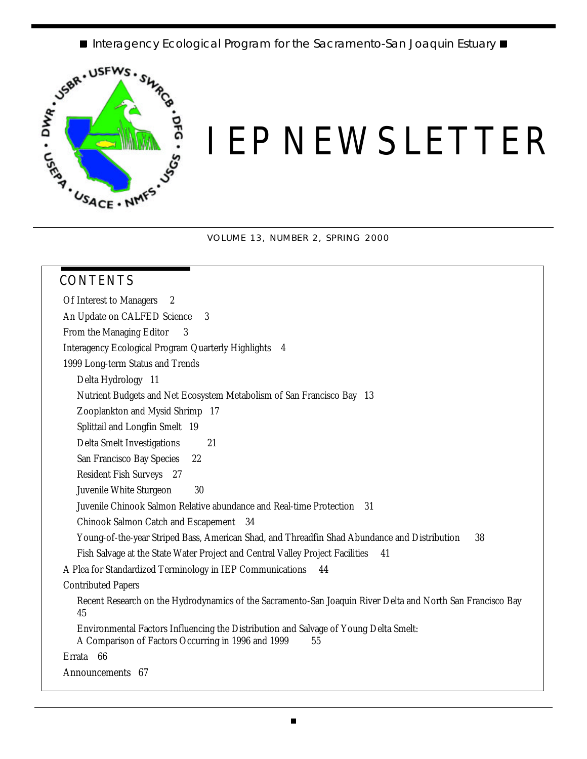Interagency Ecological Program for the Sacramento-San Joaquin Estuary

# IEP NEWSLETTER

VOLUME 13, NUMBER 2, SPRING 2000

## CONTENTS

Of Interest to Managers 2

An Update on CALFED Science 3

From the Managing Editor 3

Interagency Ecological Program Quarterly Highlights 4

1999 Long-term Status and Trends

- Delta Hydrology 11
- Nutrient Budgets and Net Ecosystem Metabolism of San Francisco Bay 13
- Zooplankton and Mysid Shrimp 17
- Splittail and Longfin Smelt 19
- Delta Smelt Investigations 21
- San Francisco Bay Species 22
- Resident Fish Surveys 27
- Juvenile White Sturgeon 30
- Juvenile Chinook Salmon Relative abundance and Real-time Protection 31
- Chinook Salmon Catch and Escapement 34
- Young-of-the-year Striped Bass, American Shad, and Threadfin Shad Abundance and Distribution 38
- Fish Salvage at the State Water Project and Central Valley Project Facilities 41

A Plea for Standardized Terminology in IEP Communications 44

Contributed Papers

- Recent Research on the Hydrodynamics of the Sacramento-San Joaquin River Delta and North San Francisco Bay 45
- Environmental Factors Influencing the Distribution and Salvage of Young Delta Smelt: A Comparison of Factors Occurring in 1996 and 1999 55

Errata 66

Announcements 67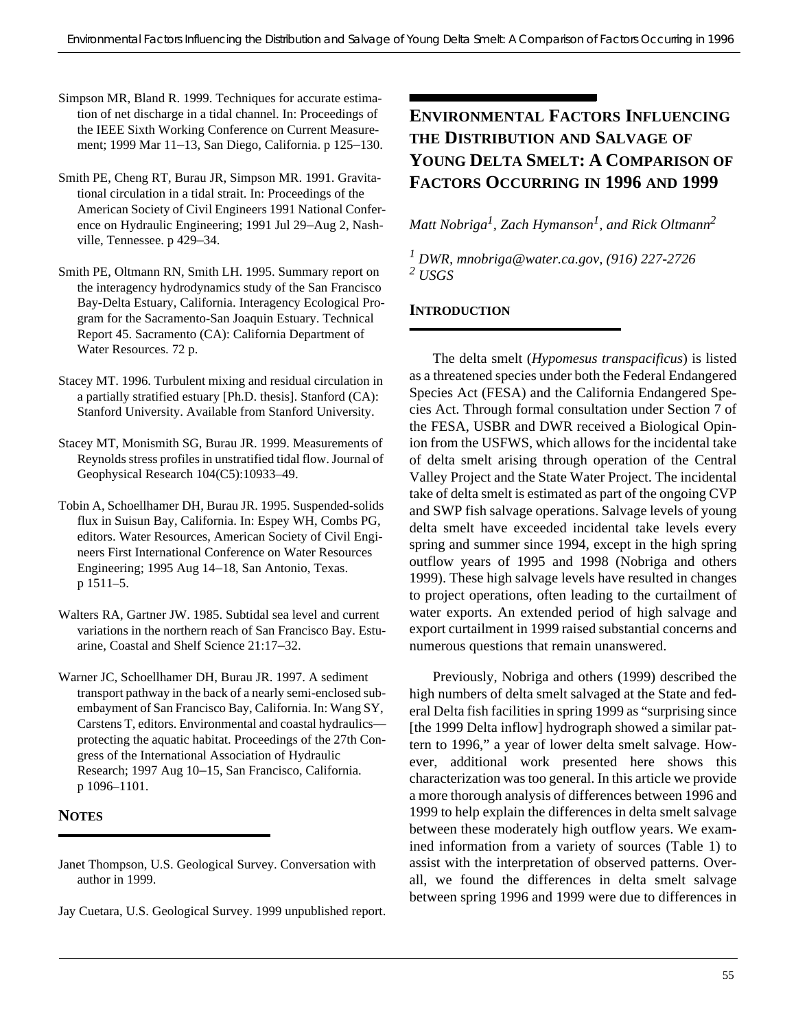Simpson MR, Bland R. 1999. Techniques for accurate estimation of net discharge in a tidal channel. In: Proceedings of the IEEE Sixth Working Conference on Current Measurement; 1999 Mar 11–13, San Diego, California. p 125–130.

Smith PE, Cheng RT, Burau JR, Simpson MR. 1991. Gravitational circulation in a tidal strait. In: Proceedings of the American Society of Civil Engineers 1991 National Conference on Hydraulic Engineering; 1991 Jul 29–Aug 2, Nashville, Tennessee. p 429–34.

Smith PE, Oltmann RN, Smith LH. 1995. Summary report on the interagency hydrodynamics study of the San Francisco Bay-Delta Estuary, California. Interagency Ecological Program for the Sacramento-San Joaquin Estuary. Technical Report 45. Sacramento (CA): California Department of Water Resources. 72 p.

Stacey MT. 1996. Turbulent mixing and residual circulation in a partially stratified estuary [Ph.D. thesis]. Stanford (CA): Stanford University. Available from Stanford University.

Stacey MT, Monismith SG, Burau JR. 1999. Measurements of Reynolds stress profiles in unstratified tidal flow. Journal of Geophysical Research 104(C5):10933–49.

Tobin A, Schoellhamer DH, Burau JR. 1995. Suspended-solids flux in Suisun Bay, California. In: Espey WH, Combs PG, editors. Water Resources, American Society of Civil Engineers First International Conference on Water Resources Engineering; 1995 Aug 14–18, San Antonio, Texas. p 1511–5.

Walters RA, Gartner JW. 1985. Subtidal sea level and current variations in the northern reach of San Francisco Bay. Estuarine, Coastal and Shelf Science 21:17–32.

Warner JC, Schoellhamer DH, Burau JR. 1997. A sediment transport pathway in the back of a nearly semi-enclosed subembayment of San Francisco Bay, California. In: Wang SY, Carstens T, editors. Environmental and coastal hydraulics—protecting the aquatic habitat. Proceedings of the 27th Congress of the International Association of Hydraulic Research; 1997 Aug 10–15, San Francisco, California. p 1096–1101.

## NOTES

Janet Thompson, U.S. Geological Survey. Conversation with author in 1999.

Jay Cuetara, U.S. Geological Survey. 1999 unpublished report.

# ENVIRONMENTAL FACTORS INFLUENCING THE DISTRIBUTION AND SALVAGE OF YOUNG DELTA SMELT: A COMPARISON OF FACTORS OCCURRING IN 1996 AND 1999

*Matt Nobriga[1], Zach Hymanson[1], and Rick Oltmann[2]*

[1] *DWR, mnobriga@water.ca.gov, (916) 227-2726*
[2] *USGS*

## INTRODUCTION

The delta smelt (*Hypomesus transpacificus*) is listed as a threatened species under both the Federal Endangered Species Act (FESA) and the California Endangered Species Act. Through formal consultation under Section 7 of the FESA, USBR and DWR received a Biological Opinion from the USFWS, which allows for the incidental take of delta smelt arising through operation of the Central Valley Project and the State Water Project. The incidental take of delta smelt is estimated as part of the ongoing CVP and SWP fish salvage operations. Salvage levels of young delta smelt have exceeded incidental take levels every spring and summer since 1994, except in the high spring outflow years of 1995 and 1998 (Nobriga and others 1999). These high salvage levels have resulted in changes to project operations, often leading to the curtailment of water exports. An extended period of high salvage and export curtailment in 1999 raised substantial concerns and numerous questions that remain unanswered.

Previously, Nobriga and others (1999) described the high numbers of delta smelt salvaged at the State and federal Delta fish facilities in spring 1999 as "surprising since [the 1999 Delta inflow] hydrograph showed a similar pattern to 1996," a year of lower delta smelt salvage. However, additional work presented here shows this characterization was too general. In this article we provide a more thorough analysis of differences between 1996 and 1999 to help explain the differences in delta smelt salvage between these moderately high outflow years. We examined information from a variety of sources (Table 1) to assist with the interpretation of observed patterns. Overall, we found the differences in delta smelt salvage between spring 1996 and 1999 were due to differences in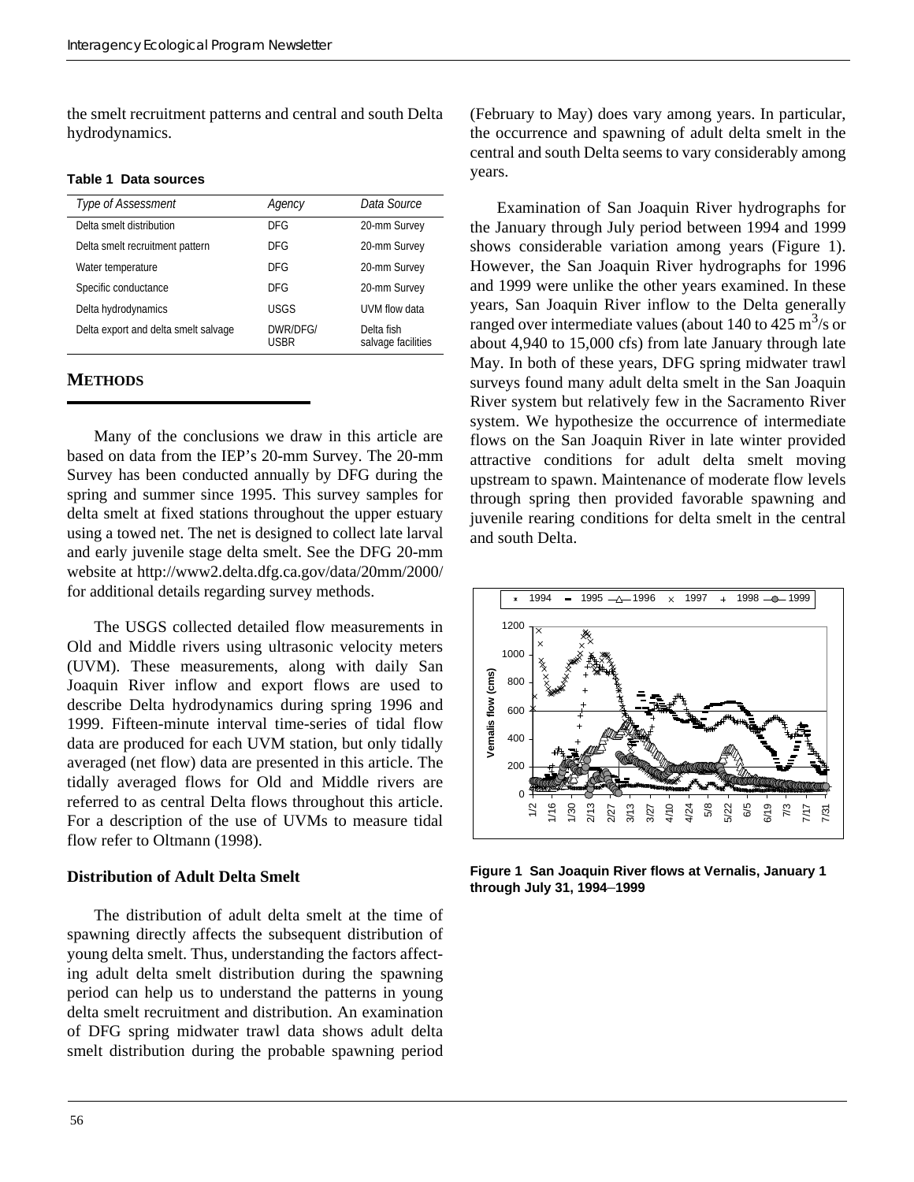the smelt recruitment patterns and central and south Delta hydrodynamics.

**Table 1 Data sources**

| *Type of Assessment* | *Agency* | *Data Source* |
|---|---|---|
| Delta smelt distribution | DFG | 20-mm Survey |
| Delta smelt recruitment pattern | DFG | 20-mm Survey |
| Water temperature | DFG | 20-mm Survey |
| Specific conductance | DFG | 20-mm Survey |
| Delta hydrodynamics | USGS | UVM flow data |
| Delta export and delta smelt salvage | DWR/DFG/ USBR | Delta fish salvage facilities |

## METHODS

Many of the conclusions we draw in this article are based on data from the IEP's 20-mm Survey. The 20-mm Survey has been conducted annually by DFG during the spring and summer since 1995. This survey samples for delta smelt at fixed stations throughout the upper estuary using a towed net. The net is designed to collect late larval and early juvenile stage delta smelt. See the DFG 20-mm website at http://www2.delta.dfg.ca.gov/data/20mm/2000/ for additional details regarding survey methods.

The USGS collected detailed flow measurements in Old and Middle rivers using ultrasonic velocity meters (UVM). These measurements, along with daily San Joaquin River inflow and export flows are used to describe Delta hydrodynamics during spring 1996 and 1999. Fifteen-minute interval time-series of tidal flow data are produced for each UVM station, but only tidally averaged (net flow) data are presented in this article. The tidally averaged flows for Old and Middle rivers are referred to as central Delta flows throughout this article. For a description of the use of UVMs to measure tidal flow refer to Oltmann (1998).

### Distribution of Adult Delta Smelt

The distribution of adult delta smelt at the time of spawning directly affects the subsequent distribution of young delta smelt. Thus, understanding the factors affecting adult delta smelt distribution during the spawning period can help us to understand the patterns in young delta smelt recruitment and distribution. An examination of DFG spring midwater trawl data shows adult delta smelt distribution during the probable spawning period (February to May) does vary among years. In particular, the occurrence and spawning of adult delta smelt in the central and south Delta seems to vary considerably among years.

Examination of San Joaquin River hydrographs for the January through July period between 1994 and 1999 shows considerable variation among years (Figure 1). However, the San Joaquin River hydrographs for 1996 and 1999 were unlike the other years examined. In these years, San Joaquin River inflow to the Delta generally ranged over intermediate values (about 140 to 425 $m^3$/s or about 4,940 to 15,000 cfs) from late January through late May. In both of these years, DFG spring midwater trawl surveys found many adult delta smelt in the San Joaquin River system but relatively few in the Sacramento River system. We hypothesize the occurrence of intermediate flows on the San Joaquin River in late winter provided attractive conditions for adult delta smelt moving upstream to spawn. Maintenance of moderate flow levels through spring then provided favorable spawning and juvenile rearing conditions for delta smelt in the central and south Delta.

**Figure 1 San Joaquin River flows at Vernalis, January 1 through July 31, 1994–1999**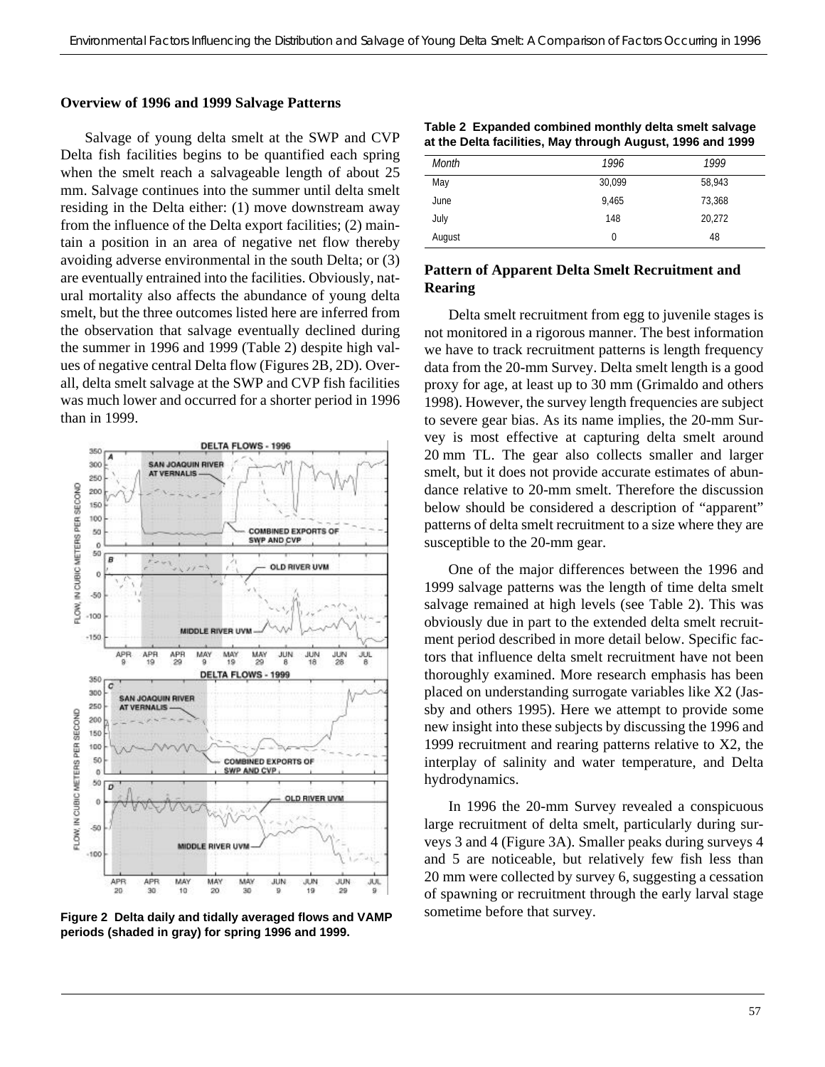## Overview of 1996 and 1999 Salvage Patterns

Salvage of young delta smelt at the SWP and CVP Delta fish facilities begins to be quantified each spring when the smelt reach a salvageable length of about 25 mm. Salvage continues into the summer until delta smelt residing in the Delta either: (1) move downstream away from the influence of the Delta export facilities; (2) maintain a position in an area of negative net flow thereby avoiding adverse environmental in the south Delta; or (3) are eventually entrained into the facilities. Obviously, natural mortality also affects the abundance of young delta smelt, but the three outcomes listed here are inferred from the observation that salvage eventually declined during the summer in 1996 and 1999 (Table 2) despite high values of negative central Delta flow (Figures 2B, 2D). Overall, delta smelt salvage at the SWP and CVP fish facilities was much lower and occurred for a shorter period in 1996 than in 1999.

**Figure 2 Delta daily and tidally averaged flows and VAMP periods (shaded in gray) for spring 1996 and 1999.**

**Table 2 Expanded combined monthly delta smelt salvage at the Delta facilities, May through August, 1996 and 1999**

| *Month* | *1996* | *1999* |
|---|---|---|
| May | 30,099 | 58,943 |
| June | 9,465 | 73,368 |
| July | 148 | 20,272 |
| August | 0 | 48 |

## Pattern of Apparent Delta Smelt Recruitment and Rearing

Delta smelt recruitment from egg to juvenile stages is not monitored in a rigorous manner. The best information we have to track recruitment patterns is length frequency data from the 20-mm Survey. Delta smelt length is a good proxy for age, at least up to 30 mm (Grimaldo and others 1998). However, the survey length frequencies are subject to severe gear bias. As its name implies, the 20-mm Survey is most effective at capturing delta smelt around 20 mm TL. The gear also collects smaller and larger smelt, but it does not provide accurate estimates of abundance relative to 20-mm smelt. Therefore the discussion below should be considered a description of "apparent" patterns of delta smelt recruitment to a size where they are susceptible to the 20-mm gear.

One of the major differences between the 1996 and 1999 salvage patterns was the length of time delta smelt salvage remained at high levels (see Table 2). This was obviously due in part to the extended delta smelt recruitment period described in more detail below. Specific factors that influence delta smelt recruitment have not been thoroughly examined. More research emphasis has been placed on understanding surrogate variables like X2 (Jassby and others 1995). Here we attempt to provide some new insight into these subjects by discussing the 1996 and 1999 recruitment and rearing patterns relative to X2, the interplay of salinity and water temperature, and Delta hydrodynamics.

In 1996 the 20-mm Survey revealed a conspicuous large recruitment of delta smelt, particularly during surveys 3 and 4 (Figure 3A). Smaller peaks during surveys 4 and 5 are noticeable, but relatively few fish less than 20 mm were collected by survey 6, suggesting a cessation of spawning or recruitment through the early larval stage sometime before that survey.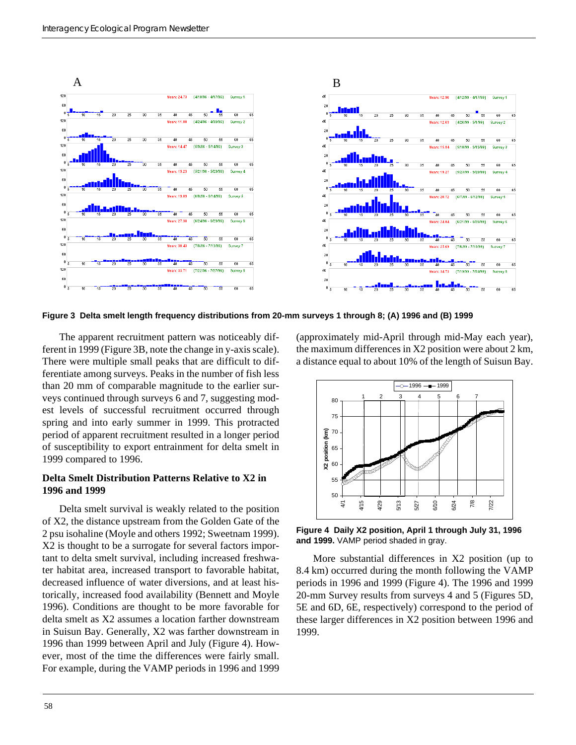A

B

**Figure 3 Delta smelt length frequency distributions from 20-mm surveys 1 through 8; (A) 1996 and (B) 1999**

The apparent recruitment pattern was noticeably different in 1999 (Figure 3B, note the change in y-axis scale). There were multiple small peaks that are difficult to differentiate among surveys. Peaks in the number of fish less than 20 mm of comparable magnitude to the earlier surveys continued through surveys 6 and 7, suggesting modest levels of successful recruitment occurred through spring and into early summer in 1999. This protracted period of apparent recruitment resulted in a longer period of susceptibility to export entrainment for delta smelt in 1999 compared to 1996.

### Delta Smelt Distribution Patterns Relative to X2 in 1996 and 1999

Delta smelt survival is weakly related to the position of X2, the distance upstream from the Golden Gate of the 2 psu isohaline (Moyle and others 1992; Sweetnam 1999). X2 is thought to be a surrogate for several factors important to delta smelt survival, including increased freshwater habitat area, increased transport to favorable habitat, decreased influence of water diversions, and at least historically, increased food availability (Bennett and Moyle 1996). Conditions are thought to be more favorable for delta smelt as X2 assumes a location farther downstream in Suisun Bay. Generally, X2 was farther downstream in 1996 than 1999 between April and July (Figure 4). However, most of the time the differences were fairly small. For example, during the VAMP periods in 1996 and 1999 (approximately mid-April through mid-May each year), the maximum differences in X2 position were about 2 km, a distance equal to about 10% of the length of Suisun Bay.

**Figure 4 Daily X2 position, April 1 through July 31, 1996 and 1999.** VAMP period shaded in gray.

More substantial differences in X2 position (up to 8.4 km) occurred during the month following the VAMP periods in 1996 and 1999 (Figure 4). The 1996 and 1999 20-mm Survey results from surveys 4 and 5 (Figures 5D, 5E and 6D, 6E, respectively) correspond to the period of these larger differences in X2 position between 1996 and 1999.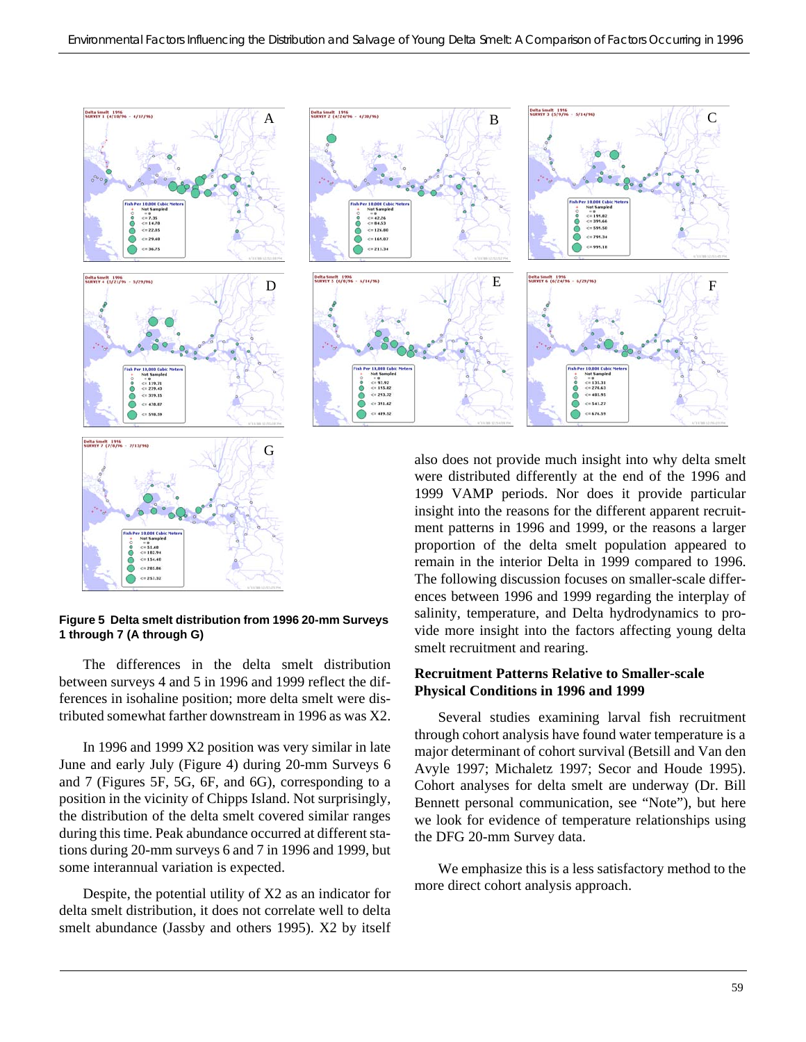**Figure 5 Delta smelt distribution from 1996 20-mm Surveys 1 through 7 (A through G)**

The differences in the delta smelt distribution between surveys 4 and 5 in 1996 and 1999 reflect the differences in isohaline position; more delta smelt were distributed somewhat farther downstream in 1996 as was X2.

In 1996 and 1999 X2 position was very similar in late June and early July (Figure 4) during 20-mm Surveys 6 and 7 (Figures 5F, 5G, 6F, and 6G), corresponding to a position in the vicinity of Chipps Island. Not surprisingly, the distribution of the delta smelt covered similar ranges during this time. Peak abundance occurred at different stations during 20-mm surveys 6 and 7 in 1996 and 1999, but some interannual variation is expected.

Despite, the potential utility of X2 as an indicator for delta smelt distribution, it does not correlate well to delta smelt abundance (Jassby and others 1995). X2 by itself also does not provide much insight into why delta smelt were distributed differently at the end of the 1996 and 1999 VAMP periods. Nor does it provide particular insight into the reasons for the different apparent recruitment patterns in 1996 and 1999, or the reasons a larger proportion of the delta smelt population appeared to remain in the interior Delta in 1999 compared to 1996. The following discussion focuses on smaller-scale differences between 1996 and 1999 regarding the interplay of salinity, temperature, and Delta hydrodynamics to provide more insight into the factors affecting young delta smelt recruitment and rearing.

### Recruitment Patterns Relative to Smaller-scale Physical Conditions in 1996 and 1999

Several studies examining larval fish recruitment through cohort analysis have found water temperature is a major determinant of cohort survival (Betsill and Van den Avyle 1997; Michaletz 1997; Secor and Houde 1995). Cohort analyses for delta smelt are underway (Dr. Bill Bennett personal communication, see "Note"), but here we look for evidence of temperature relationships using the DFG 20-mm Survey data.

We emphasize this is a less satisfactory method to the more direct cohort analysis approach.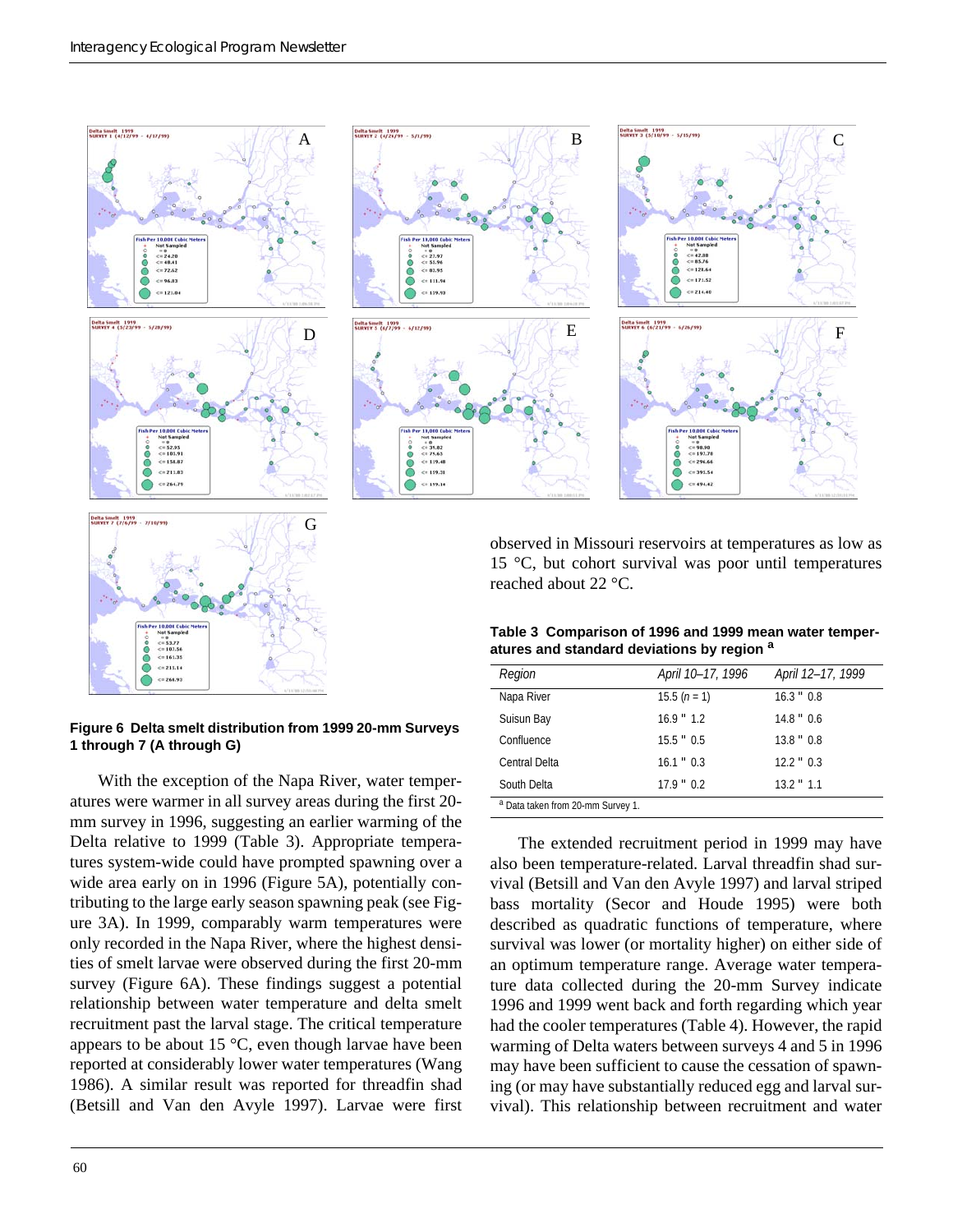**Figure 6 Delta smelt distribution from 1999 20-mm Surveys 1 through 7 (A through G)**

With the exception of the Napa River, water temperatures were warmer in all survey areas during the first 20-mm survey in 1996, suggesting an earlier warming of the Delta relative to 1999 (Table 3). Appropriate temperatures system-wide could have prompted spawning over a wide area early on in 1996 (Figure 5A), potentially contributing to the large early season spawning peak (see Figure 3A). In 1999, comparably warm temperatures were only recorded in the Napa River, where the highest densities of smelt larvae were observed during the first 20-mm survey (Figure 6A). These findings suggest a potential relationship between water temperature and delta smelt recruitment past the larval stage. The critical temperature appears to be about 15 °C, even though larvae have been reported at considerably lower water temperatures (Wang 1986). A similar result was reported for threadfin shad (Betsill and Van den Avyle 1997). Larvae were first observed in Missouri reservoirs at temperatures as low as 15 °C, but cohort survival was poor until temperatures reached about 22 °C.

**Table 3 Comparison of 1996 and 1999 mean water temperatures and standard deviations by region [a]**

| *Region* | *April 10–17, 1996* | *April 12–17, 1999* |
|---|---|---|
| Napa River | 15.5 (*n* = 1) | 16.3 " 0.8 |
| Suisun Bay | 16.9 " 1.2 | 14.8 " 0.6 |
| Confluence | 15.5 " 0.5 | 13.8 " 0.8 |
| Central Delta | 16.1 " 0.3 | 12.2 " 0.3 |
| South Delta | 17.9 " 0.2 | 13.2 " 1.1 |

[a] Data taken from 20-mm Survey 1.

The extended recruitment period in 1999 may have also been temperature-related. Larval threadfin shad survival (Betsill and Van den Avyle 1997) and larval striped bass mortality (Secor and Houde 1995) were both described as quadratic functions of temperature, where survival was lower (or mortality higher) on either side of an optimum temperature range. Average water temperature data collected during the 20-mm Survey indicate 1996 and 1999 went back and forth regarding which year had the cooler temperatures (Table 4). However, the rapid warming of Delta waters between surveys 4 and 5 in 1996 may have been sufficient to cause the cessation of spawning (or may have substantially reduced egg and larval survival). This relationship between recruitment and water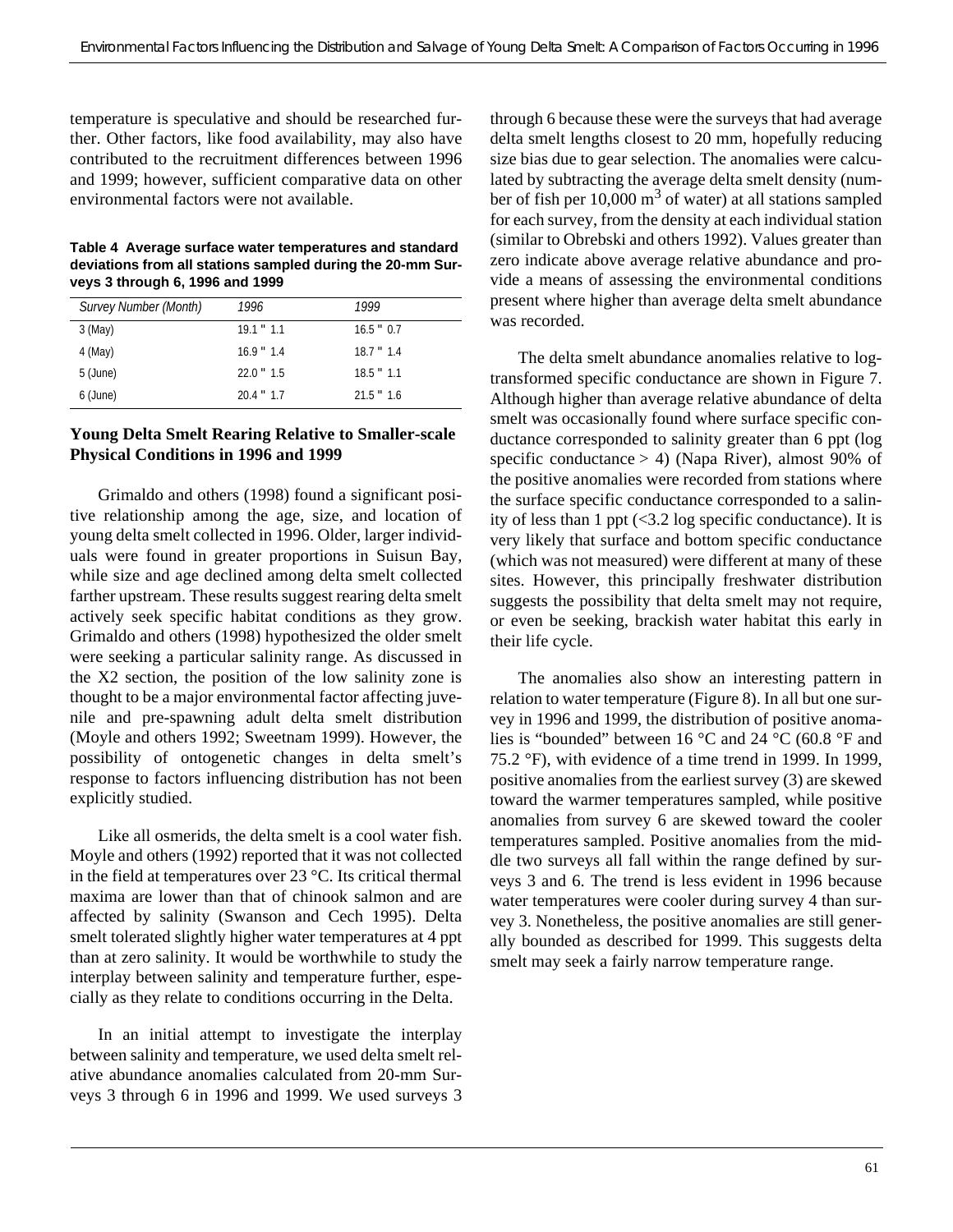temperature is speculative and should be researched further. Other factors, like food availability, may also have contributed to the recruitment differences between 1996 and 1999; however, sufficient comparative data on other environmental factors were not available.

**Table 4 Average surface water temperatures and standard deviations from all stations sampled during the 20-mm Surveys 3 through 6, 1996 and 1999**

| *Survey Number (Month)* | *1996* | *1999* |
|---|---|---|
| 3 (May) | 19.1 " 1.1 | 16.5 " 0.7 |
| 4 (May) | 16.9 " 1.4 | 18.7 " 1.4 |
| 5 (June) | 22.0 " 1.5 | 18.5 " 1.1 |
| 6 (June) | 20.4 " 1.7 | 21.5 " 1.6 |

### Young Delta Smelt Rearing Relative to Smaller-scale Physical Conditions in 1996 and 1999

Grimaldo and others (1998) found a significant positive relationship among the age, size, and location of young delta smelt collected in 1996. Older, larger individuals were found in greater proportions in Suisun Bay, while size and age declined among delta smelt collected farther upstream. These results suggest rearing delta smelt actively seek specific habitat conditions as they grow. Grimaldo and others (1998) hypothesized the older smelt were seeking a particular salinity range. As discussed in the X2 section, the position of the low salinity zone is thought to be a major environmental factor affecting juvenile and pre-spawning adult delta smelt distribution (Moyle and others 1992; Sweetnam 1999). However, the possibility of ontogenetic changes in delta smelt's response to factors influencing distribution has not been explicitly studied.

Like all osmerids, the delta smelt is a cool water fish. Moyle and others (1992) reported that it was not collected in the field at temperatures over 23 °C. Its critical thermal maxima are lower than that of chinook salmon and are affected by salinity (Swanson and Cech 1995). Delta smelt tolerated slightly higher water temperatures at 4 ppt than at zero salinity. It would be worthwhile to study the interplay between salinity and temperature further, especially as they relate to conditions occurring in the Delta.

In an initial attempt to investigate the interplay between salinity and temperature, we used delta smelt relative abundance anomalies calculated from 20-mm Surveys 3 through 6 in 1996 and 1999. We used surveys 3 through 6 because these were the surveys that had average delta smelt lengths closest to 20 mm, hopefully reducing size bias due to gear selection. The anomalies were calculated by subtracting the average delta smelt density (number of fish per 10,000 $m^3$ of water) at all stations sampled for each survey, from the density at each individual station (similar to Obrebski and others 1992). Values greater than zero indicate above average relative abundance and provide a means of assessing the environmental conditions present where higher than average delta smelt abundance was recorded.

The delta smelt abundance anomalies relative to log-transformed specific conductance are shown in Figure 7. Although higher than average relative abundance of delta smelt was occasionally found where surface specific conductance corresponded to salinity greater than 6 ppt (log specific conductance > 4) (Napa River), almost 90% of the positive anomalies were recorded from stations where the surface specific conductance corresponded to a salinity of less than 1 ppt (<3.2 log specific conductance). It is very likely that surface and bottom specific conductance (which was not measured) were different at many of these sites. However, this principally freshwater distribution suggests the possibility that delta smelt may not require, or even be seeking, brackish water habitat this early in their life cycle.

The anomalies also show an interesting pattern in relation to water temperature (Figure 8). In all but one survey in 1996 and 1999, the distribution of positive anomalies is "bounded" between 16 °C and 24 °C (60.8 °F and 75.2 °F), with evidence of a time trend in 1999. In 1999, positive anomalies from the earliest survey (3) are skewed toward the warmer temperatures sampled, while positive anomalies from survey 6 are skewed toward the cooler temperatures sampled. Positive anomalies from the middle two surveys all fall within the range defined by surveys 3 and 6. The trend is less evident in 1996 because water temperatures were cooler during survey 4 than survey 3. Nonetheless, the positive anomalies are still generally bounded as described for 1999. This suggests delta smelt may seek a fairly narrow temperature range.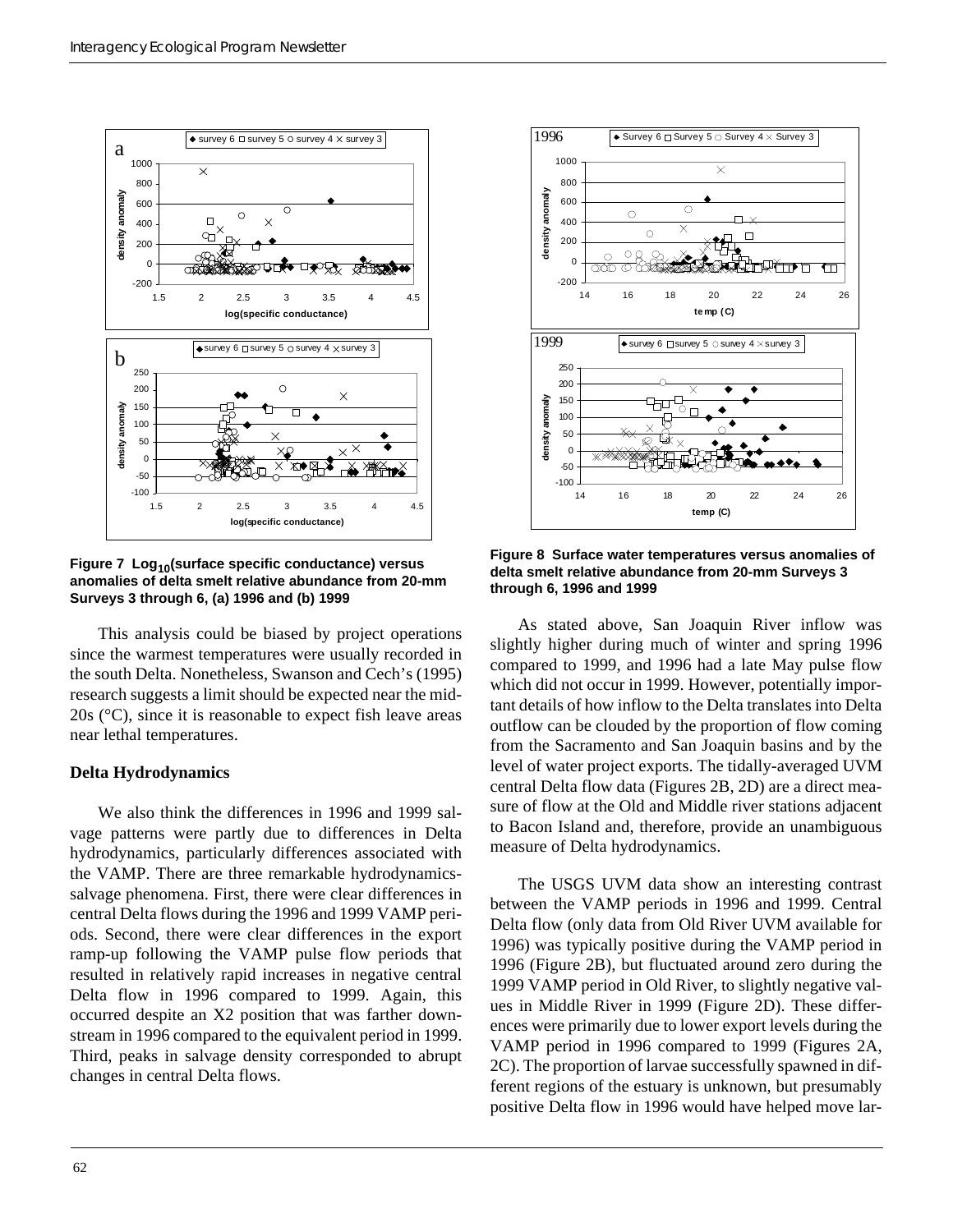**Figure 7 $Log_{10}$(surface specific conductance) versus anomalies of delta smelt relative abundance from 20-mm Surveys 3 through 6, (a) 1996 and (b) 1999**

This analysis could be biased by project operations since the warmest temperatures were usually recorded in the south Delta. Nonetheless, Swanson and Cech's (1995) research suggests a limit should be expected near the mid-20s (°C), since it is reasonable to expect fish leave areas near lethal temperatures.

### Delta Hydrodynamics

We also think the differences in 1996 and 1999 salvage patterns were partly due to differences in Delta hydrodynamics, particularly differences associated with the VAMP. There are three remarkable hydrodynamics-salvage phenomena. First, there were clear differences in central Delta flows during the 1996 and 1999 VAMP periods. Second, there were clear differences in the export ramp-up following the VAMP pulse flow periods that resulted in relatively rapid increases in negative central Delta flow in 1996 compared to 1999. Again, this occurred despite an X2 position that was farther downstream in 1996 compared to the equivalent period in 1999. Third, peaks in salvage density corresponded to abrupt changes in central Delta flows.

**Figure 8 Surface water temperatures versus anomalies of delta smelt relative abundance from 20-mm Surveys 3 through 6, 1996 and 1999**

As stated above, San Joaquin River inflow was slightly higher during much of winter and spring 1996 compared to 1999, and 1996 had a late May pulse flow which did not occur in 1999. However, potentially important details of how inflow to the Delta translates into Delta outflow can be clouded by the proportion of flow coming from the Sacramento and San Joaquin basins and by the level of water project exports. The tidally-averaged UVM central Delta flow data (Figures 2B, 2D) are a direct measure of flow at the Old and Middle river stations adjacent to Bacon Island and, therefore, provide an unambiguous measure of Delta hydrodynamics.

The USGS UVM data show an interesting contrast between the VAMP periods in 1996 and 1999. Central Delta flow (only data from Old River UVM available for 1996) was typically positive during the VAMP period in 1996 (Figure 2B), but fluctuated around zero during the 1999 VAMP period in Old River, to slightly negative values in Middle River in 1999 (Figure 2D). These differences were primarily due to lower export levels during the VAMP period in 1996 compared to 1999 (Figures 2A, 2C). The proportion of larvae successfully spawned in different regions of the estuary is unknown, but presumably positive Delta flow in 1996 would have helped move lar-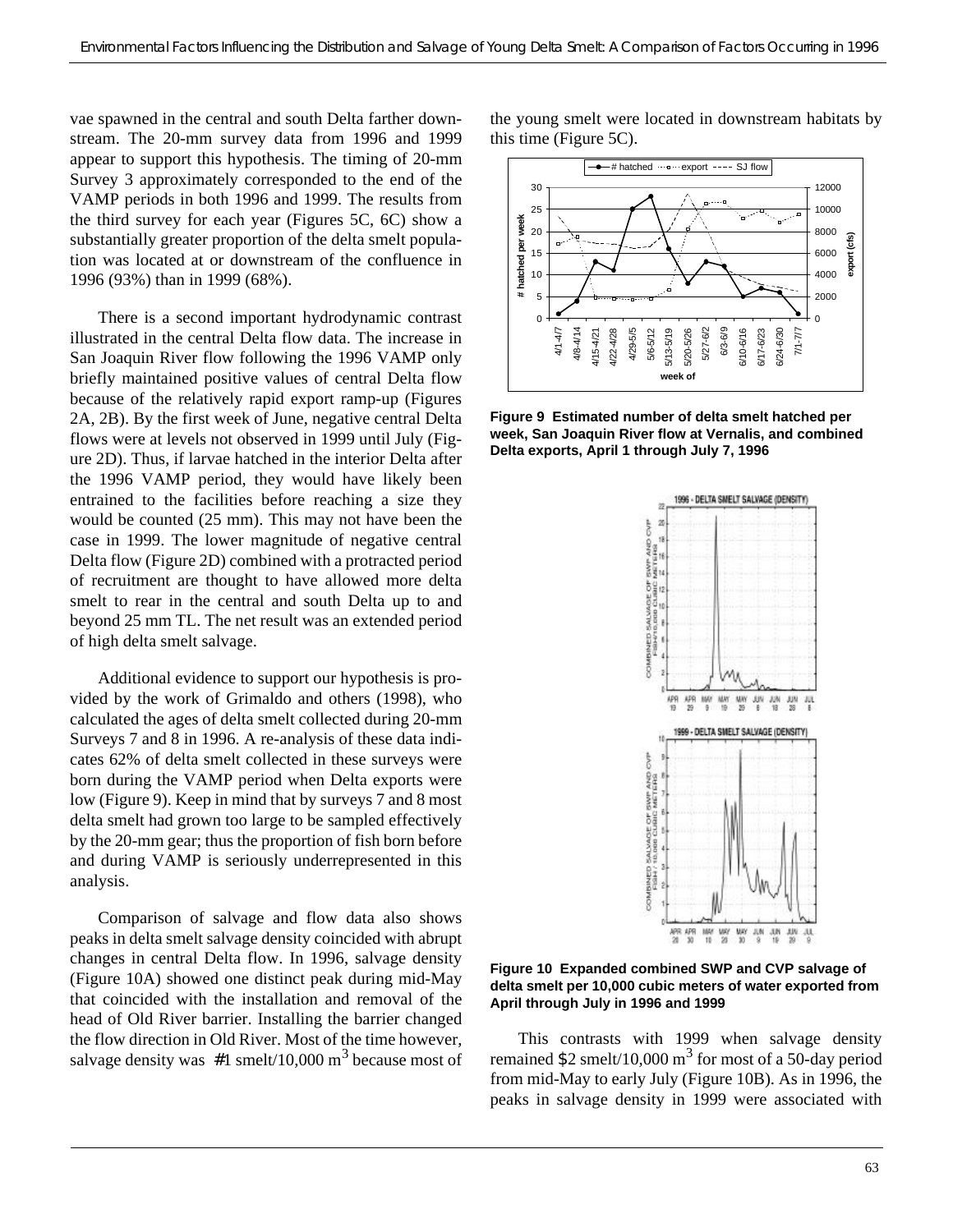vae spawned in the central and south Delta farther downstream. The 20-mm survey data from 1996 and 1999 appear to support this hypothesis. The timing of 20-mm Survey 3 approximately corresponded to the end of the VAMP periods in both 1996 and 1999. The results from the third survey for each year (Figures 5C, 6C) show a substantially greater proportion of the delta smelt population was located at or downstream of the confluence in 1996 (93%) than in 1999 (68%).

There is a second important hydrodynamic contrast illustrated in the central Delta flow data. The increase in San Joaquin River flow following the 1996 VAMP only briefly maintained positive values of central Delta flow because of the relatively rapid export ramp-up (Figures 2A, 2B). By the first week of June, negative central Delta flows were at levels not observed in 1999 until July (Figure 2D). Thus, if larvae hatched in the interior Delta after the 1996 VAMP period, they would have likely been entrained to the facilities before reaching a size they would be counted (25 mm). This may not have been the case in 1999. The lower magnitude of negative central Delta flow (Figure 2D) combined with a protracted period of recruitment are thought to have allowed more delta smelt to rear in the central and south Delta up to and beyond 25 mm TL. The net result was an extended period of high delta smelt salvage.

Additional evidence to support our hypothesis is provided by the work of Grimaldo and others (1998), who calculated the ages of delta smelt collected during 20-mm Surveys 7 and 8 in 1996. A re-analysis of these data indicates 62% of delta smelt collected in these surveys were born during the VAMP period when Delta exports were low (Figure 9). Keep in mind that by surveys 7 and 8 most delta smelt had grown too large to be sampled effectively by the 20-mm gear; thus the proportion of fish born before and during VAMP is seriously underrepresented in this analysis.

Comparison of salvage and flow data also shows peaks in delta smelt salvage density coincided with abrupt changes in central Delta flow. In 1996, salvage density (Figure 10A) showed one distinct peak during mid-May that coincided with the installation and removal of the head of Old River barrier. Installing the barrier changed the flow direction in Old River. Most of the time however, salvage density was ≤1 smelt/10,000 $m^3$ because most of the young smelt were located in downstream habitats by this time (Figure 5C).

**Figure 9 Estimated number of delta smelt hatched per week, San Joaquin River flow at Vernalis, and combined Delta exports, April 1 through July 7, 1996**

**Figure 10 Expanded combined SWP and CVP salvage of delta smelt per 10,000 cubic meters of water exported from April through July in 1996 and 1999**

This contrasts with 1999 when salvage density remained ≥2 smelt/10,000 $m^3$ for most of a 50-day period from mid-May to early July (Figure 10B). As in 1996, the peaks in salvage density in 1999 were associated with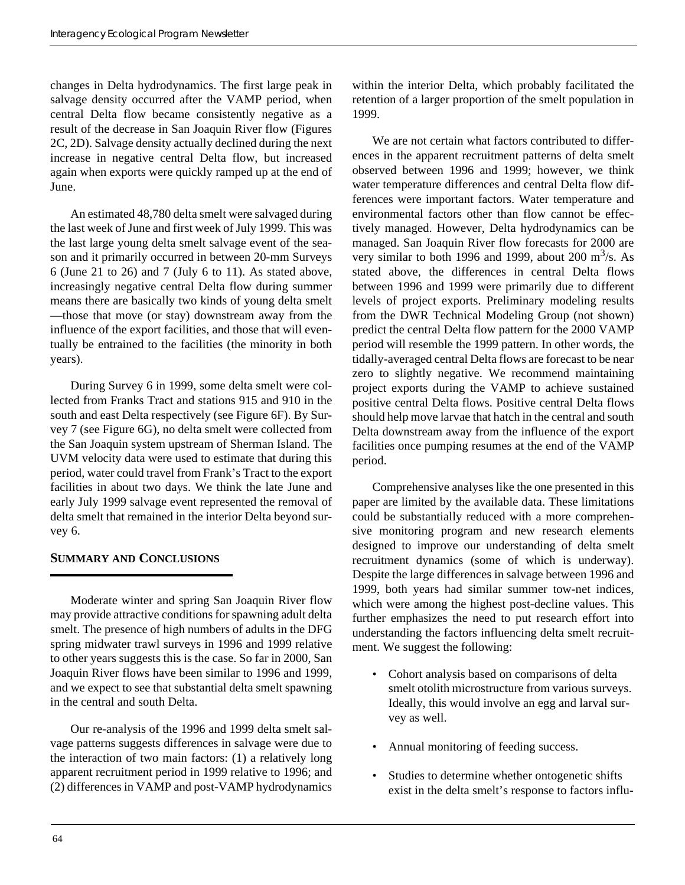changes in Delta hydrodynamics. The first large peak in salvage density occurred after the VAMP period, when central Delta flow became consistently negative as a result of the decrease in San Joaquin River flow (Figures 2C, 2D). Salvage density actually declined during the next increase in negative central Delta flow, but increased again when exports were quickly ramped up at the end of June.

An estimated 48,780 delta smelt were salvaged during the last week of June and first week of July 1999. This was the last large young delta smelt salvage event of the season and it primarily occurred in between 20-mm Surveys 6 (June 21 to 26) and 7 (July 6 to 11). As stated above, increasingly negative central Delta flow during summer means there are basically two kinds of young delta smelt —those that move (or stay) downstream away from the influence of the export facilities, and those that will eventually be entrained to the facilities (the minority in both years).

During Survey 6 in 1999, some delta smelt were collected from Franks Tract and stations 915 and 910 in the south and east Delta respectively (see Figure 6F). By Survey 7 (see Figure 6G), no delta smelt were collected from the San Joaquin system upstream of Sherman Island. The UVM velocity data were used to estimate that during this period, water could travel from Frank's Tract to the export facilities in about two days. We think the late June and early July 1999 salvage event represented the removal of delta smelt that remained in the interior Delta beyond survey 6.

## Summary and Conclusions

Moderate winter and spring San Joaquin River flow may provide attractive conditions for spawning adult delta smelt. The presence of high numbers of adults in the DFG spring midwater trawl surveys in 1996 and 1999 relative to other years suggests this is the case. So far in 2000, San Joaquin River flows have been similar to 1996 and 1999, and we expect to see that substantial delta smelt spawning in the central and south Delta.

Our re-analysis of the 1996 and 1999 delta smelt salvage patterns suggests differences in salvage were due to the interaction of two main factors: (1) a relatively long apparent recruitment period in 1999 relative to 1996; and (2) differences in VAMP and post-VAMP hydrodynamics within the interior Delta, which probably facilitated the retention of a larger proportion of the smelt population in 1999.

We are not certain what factors contributed to differences in the apparent recruitment patterns of delta smelt observed between 1996 and 1999; however, we think water temperature differences and central Delta flow differences were important factors. Water temperature and environmental factors other than flow cannot be effectively managed. However, Delta hydrodynamics can be managed. San Joaquin River flow forecasts for 2000 are very similar to both 1996 and 1999, about 200 $m^3/s$. As stated above, the differences in central Delta flows between 1996 and 1999 were primarily due to different levels of project exports. Preliminary modeling results from the DWR Technical Modeling Group (not shown) predict the central Delta flow pattern for the 2000 VAMP period will resemble the 1999 pattern. In other words, the tidally-averaged central Delta flows are forecast to be near zero to slightly negative. We recommend maintaining project exports during the VAMP to achieve sustained positive central Delta flows. Positive central Delta flows should help move larvae that hatch in the central and south Delta downstream away from the influence of the export facilities once pumping resumes at the end of the VAMP period.

Comprehensive analyses like the one presented in this paper are limited by the available data. These limitations could be substantially reduced with a more comprehensive monitoring program and new research elements designed to improve our understanding of delta smelt recruitment dynamics (some of which is underway). Despite the large differences in salvage between 1996 and 1999, both years had similar summer tow-net indices, which were among the highest post-decline values. This further emphasizes the need to put research effort into understanding the factors influencing delta smelt recruitment. We suggest the following:

- Cohort analysis based on comparisons of delta smelt otolith microstructure from various surveys. Ideally, this would involve an egg and larval survey as well.
- Annual monitoring of feeding success.
- Studies to determine whether ontogenetic shifts exist in the delta smelt's response to factors influ-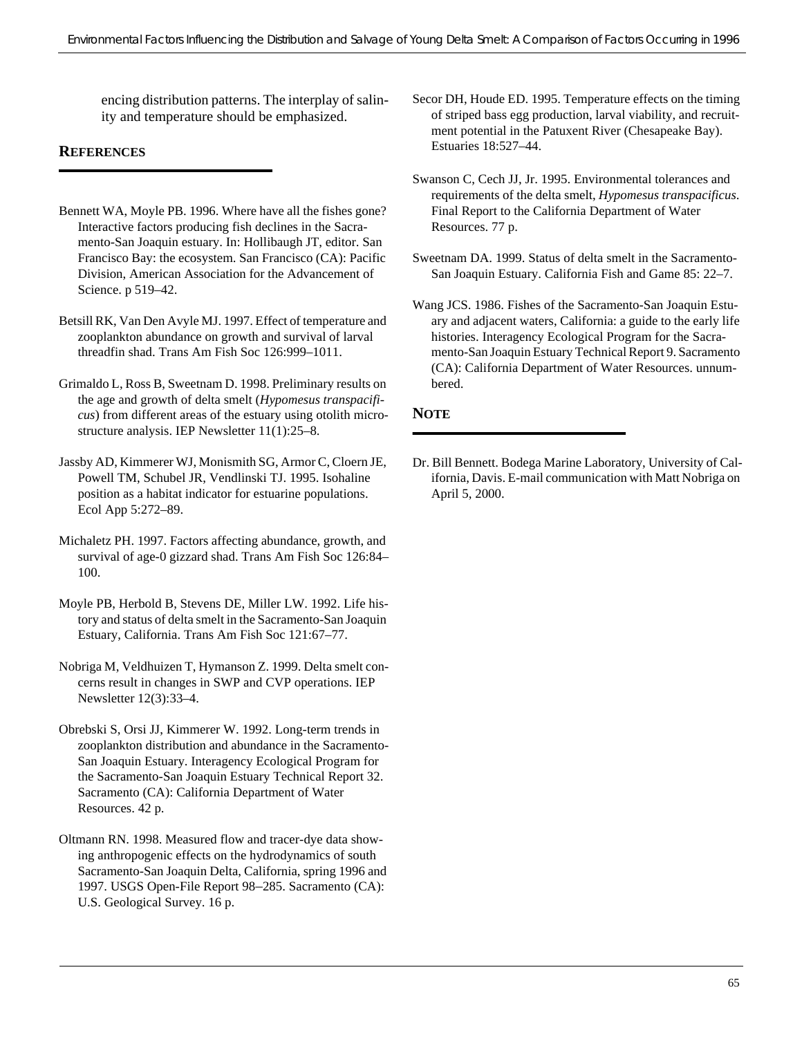encing distribution patterns. The interplay of salinity and temperature should be emphasized.

## REFERENCES

Bennett WA, Moyle PB. 1996. Where have all the fishes gone? Interactive factors producing fish declines in the Sacramento-San Joaquin estuary. In: Hollibaugh JT, editor. San Francisco Bay: the ecosystem. San Francisco (CA): Pacific Division, American Association for the Advancement of Science. p 519–42.

Betsill RK, Van Den Avyle MJ. 1997. Effect of temperature and zooplankton abundance on growth and survival of larval threadfin shad. Trans Am Fish Soc 126:999–1011.

Grimaldo L, Ross B, Sweetnam D. 1998. Preliminary results on the age and growth of delta smelt (*Hypomesus transpacificus*) from different areas of the estuary using otolith microstructure analysis. IEP Newsletter 11(1):25–8.

Jassby AD, Kimmerer WJ, Monismith SG, Armor C, Cloern JE, Powell TM, Schubel JR, Vendlinski TJ. 1995. Isohaline position as a habitat indicator for estuarine populations. Ecol App 5:272–89.

Michaletz PH. 1997. Factors affecting abundance, growth, and survival of age-0 gizzard shad. Trans Am Fish Soc 126:84–100.

Moyle PB, Herbold B, Stevens DE, Miller LW. 1992. Life history and status of delta smelt in the Sacramento-San Joaquin Estuary, California. Trans Am Fish Soc 121:67–77.

Nobriga M, Veldhuizen T, Hymanson Z. 1999. Delta smelt concerns result in changes in SWP and CVP operations. IEP Newsletter 12(3):33–4.

Obrebski S, Orsi JJ, Kimmerer W. 1992. Long-term trends in zooplankton distribution and abundance in the Sacramento-San Joaquin Estuary. Interagency Ecological Program for the Sacramento-San Joaquin Estuary Technical Report 32. Sacramento (CA): California Department of Water Resources. 42 p.

Oltmann RN. 1998. Measured flow and tracer-dye data showing anthropogenic effects on the hydrodynamics of south Sacramento-San Joaquin Delta, California, spring 1996 and 1997. USGS Open-File Report 98–285. Sacramento (CA): U.S. Geological Survey. 16 p.

Secor DH, Houde ED. 1995. Temperature effects on the timing of striped bass egg production, larval viability, and recruitment potential in the Patuxent River (Chesapeake Bay). Estuaries 18:527–44.

Swanson C, Cech JJ, Jr. 1995. Environmental tolerances and requirements of the delta smelt, *Hypomesus transpacificus*. Final Report to the California Department of Water Resources. 77 p.

Sweetnam DA. 1999. Status of delta smelt in the Sacramento-San Joaquin Estuary. California Fish and Game 85: 22–7.

Wang JCS. 1986. Fishes of the Sacramento-San Joaquin Estuary and adjacent waters, California: a guide to the early life histories. Interagency Ecological Program for the Sacramento-San Joaquin Estuary Technical Report 9. Sacramento (CA): California Department of Water Resources. unnumbered.

## NOTE

Dr. Bill Bennett. Bodega Marine Laboratory, University of California, Davis. E-mail communication with Matt Nobriga on April 5, 2000.